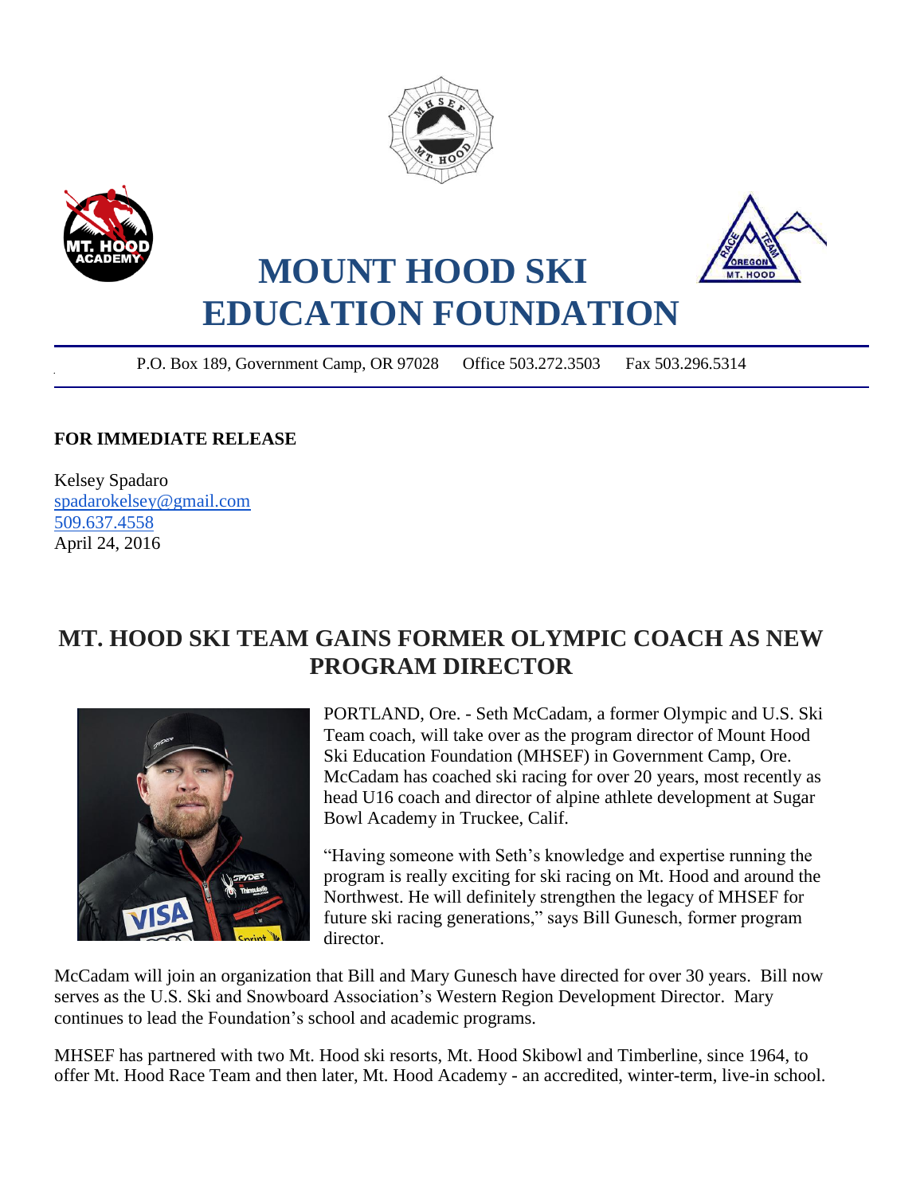# MOUNT HOOD SKI EDUCATION FOUNDATION

P.O. Box 189, Government Camp, OR 97028 Office 503.272.3503 Fax 503.296.5314

**FOR IMMEDIATE RELEASE**

Kelsey Spadaro
spadarokelsey@gmail.com
509.637.4558
April 24, 2016

## MT. HOOD SKI TEAM GAINS FORMER OLYMPIC COACH AS NEW PROGRAM DIRECTOR

PORTLAND, Ore. - Seth McCadam, a former Olympic and U.S. Ski Team coach, will take over as the program director of Mount Hood Ski Education Foundation (MHSEF) in Government Camp, Ore. McCadam has coached ski racing for over 20 years, most recently as head U16 coach and director of alpine athlete development at Sugar Bowl Academy in Truckee, Calif.

"Having someone with Seth's knowledge and expertise running the program is really exciting for ski racing on Mt. Hood and around the Northwest. He will definitely strengthen the legacy of MHSEF for future ski racing generations," says Bill Gunesch, former program director.

McCadam will join an organization that Bill and Mary Gunesch have directed for over 30 years. Bill now serves as the U.S. Ski and Snowboard Association's Western Region Development Director. Mary continues to lead the Foundation's school and academic programs.

MHSEF has partnered with two Mt. Hood ski resorts, Mt. Hood Skibowl and Timberline, since 1964, to offer Mt. Hood Race Team and then later, Mt. Hood Academy - an accredited, winter-term, live-in school.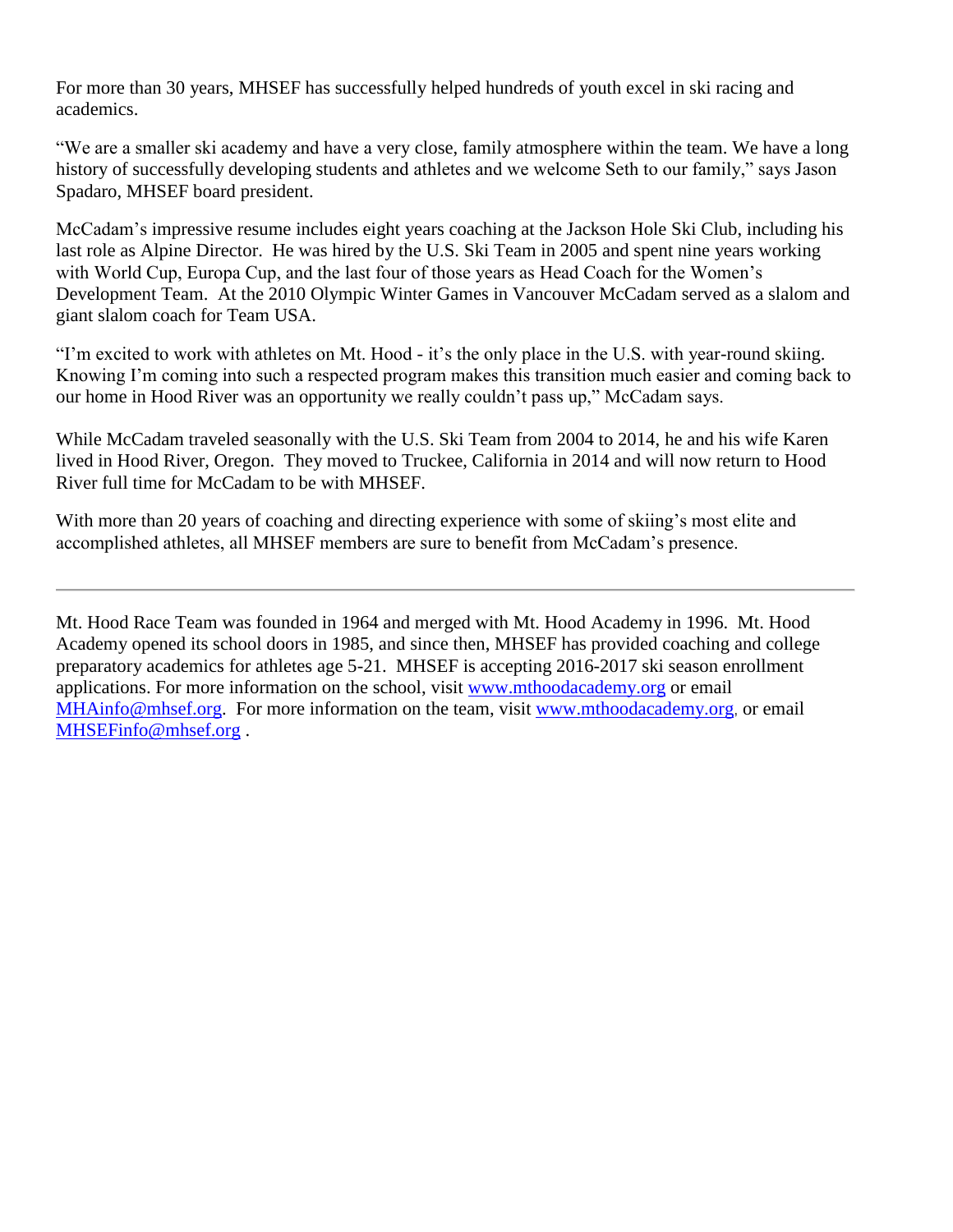For more than 30 years, MHSEF has successfully helped hundreds of youth excel in ski racing and academics.

"We are a smaller ski academy and have a very close, family atmosphere within the team. We have a long history of successfully developing students and athletes and we welcome Seth to our family," says Jason Spadaro, MHSEF board president.

McCadam's impressive resume includes eight years coaching at the Jackson Hole Ski Club, including his last role as Alpine Director. He was hired by the U.S. Ski Team in 2005 and spent nine years working with World Cup, Europa Cup, and the last four of those years as Head Coach for the Women's Development Team. At the 2010 Olympic Winter Games in Vancouver McCadam served as a slalom and giant slalom coach for Team USA.

"I'm excited to work with athletes on Mt. Hood - it's the only place in the U.S. with year-round skiing. Knowing I'm coming into such a respected program makes this transition much easier and coming back to our home in Hood River was an opportunity we really couldn't pass up," McCadam says.

While McCadam traveled seasonally with the U.S. Ski Team from 2004 to 2014, he and his wife Karen lived in Hood River, Oregon. They moved to Truckee, California in 2014 and will now return to Hood River full time for McCadam to be with MHSEF.

With more than 20 years of coaching and directing experience with some of skiing's most elite and accomplished athletes, all MHSEF members are sure to benefit from McCadam's presence.

---

Mt. Hood Race Team was founded in 1964 and merged with Mt. Hood Academy in 1996. Mt. Hood Academy opened its school doors in 1985, and since then, MHSEF has provided coaching and college preparatory academics for athletes age 5-21. MHSEF is accepting 2016-2017 ski season enrollment applications. For more information on the school, visit www.mthoodacademy.org or email MHAinfo@mhsef.org. For more information on the team, visit www.mthoodacademy.org, or email MHSEFinfo@mhsef.org .